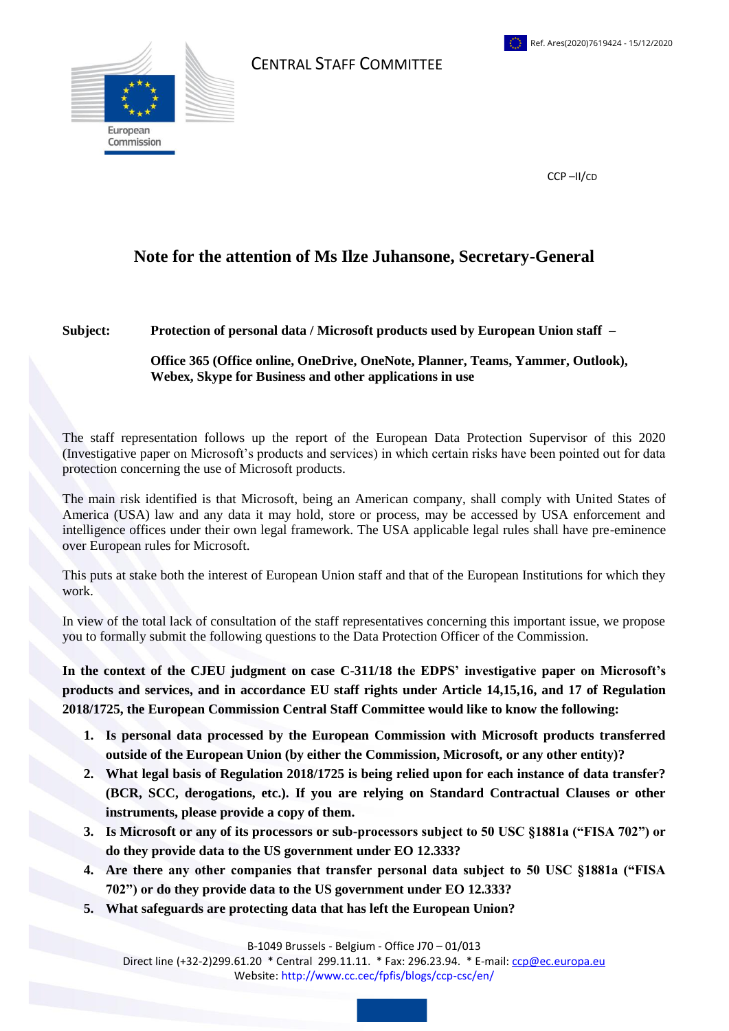Ref. Ares(2020)7619424 - 15/12/2020

European Commission

CENTRAL STAFF COMMITTEE

CCP –II/CD

## Note for the attention of Ms Ilze Juhansone, Secretary-General

**Subject:** **Protection of personal data / Microsoft products used by European Union staff –**

**Office 365 (Office online, OneDrive, OneNote, Planner, Teams, Yammer, Outlook), Webex, Skype for Business and other applications in use**

The staff representation follows up the report of the European Data Protection Supervisor of this 2020 (Investigative paper on Microsoft's products and services) in which certain risks have been pointed out for data protection concerning the use of Microsoft products.

The main risk identified is that Microsoft, being an American company, shall comply with United States of America (USA) law and any data it may hold, store or process, may be accessed by USA enforcement and intelligence offices under their own legal framework. The USA applicable legal rules shall have pre-eminence over European rules for Microsoft.

This puts at stake both the interest of European Union staff and that of the European Institutions for which they work.

In view of the total lack of consultation of the staff representatives concerning this important issue, we propose you to formally submit the following questions to the Data Protection Officer of the Commission.

**In the context of the CJEU judgment on case C-311/18 the EDPS' investigative paper on Microsoft's products and services, and in accordance EU staff rights under Article 14,15,16, and 17 of Regulation 2018/1725, the European Commission Central Staff Committee would like to know the following:**

1. **Is personal data processed by the European Commission with Microsoft products transferred outside of the European Union (by either the Commission, Microsoft, or any other entity)?**
2. **What legal basis of Regulation 2018/1725 is being relied upon for each instance of data transfer? (BCR, SCC, derogations, etc.). If you are relying on Standard Contractual Clauses or other instruments, please provide a copy of them.**
3. **Is Microsoft or any of its processors or sub-processors subject to 50 USC §1881a ("FISA 702") or do they provide data to the US government under EO 12.333?**
4. **Are there any other companies that transfer personal data subject to 50 USC §1881a ("FISA 702") or do they provide data to the US government under EO 12.333?**
5. **What safeguards are protecting data that has left the European Union?**

B-1049 Brussels - Belgium - Office J70 – 01/013
Direct line (+32-2)299.61.20 * Central 299.11.11. * Fax: 296.23.94. * E-mail: ccp@ec.europa.eu
Website: http://www.cc.cec/fpfis/blogs/ccp-csc/en/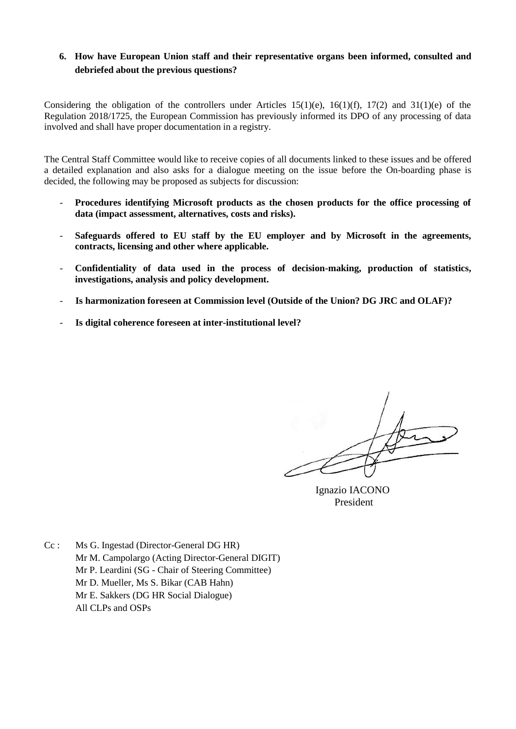6. **How have European Union staff and their representative organs been informed, consulted and debriefed about the previous questions?**

Considering the obligation of the controllers under Articles 15(1)(e), 16(1)(f), 17(2) and 31(1)(e) of the Regulation 2018/1725, the European Commission has previously informed its DPO of any processing of data involved and shall have proper documentation in a registry.

The Central Staff Committee would like to receive copies of all documents linked to these issues and be offered a detailed explanation and also asks for a dialogue meeting on the issue before the On-boarding phase is decided, the following may be proposed as subjects for discussion:

- **Procedures identifying Microsoft products as the chosen products for the office processing of data (impact assessment, alternatives, costs and risks).**
- **Safeguards offered to EU staff by the EU employer and by Microsoft in the agreements, contracts, licensing and other where applicable.**
- **Confidentiality of data used in the process of decision-making, production of statistics, investigations, analysis and policy development.**
- **Is harmonization foreseen at Commission level (Outside of the Union? DG JRC and OLAF)?**
- **Is digital coherence foreseen at inter-institutional level?**

Ignazio IACONO
President

Cc : Ms G. Ingestad (Director-General DG HR)
Mr M. Campolargo (Acting Director-General DIGIT)
Mr P. Leardini (SG - Chair of Steering Committee)
Mr D. Mueller, Ms S. Bikar (CAB Hahn)
Mr E. Sakkers (DG HR Social Dialogue)
All CLPs and OSPs